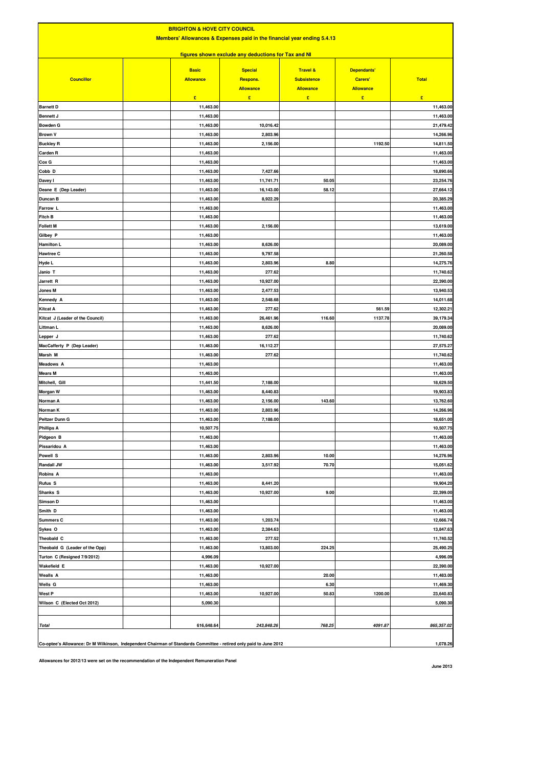# BRIGHTON & HOVE CITY COUNCIL

## Members' Allowances & Expenses paid in the financial year ending 5.4.13

### figures shown exclude any deductions for Tax and NI

| Councillor | | Basic Allowance £ | Special Respons. Allowance £ | Travel & Subsistence Allowance £ | Dependants' Carers' Allowance £ | Total £ |
|---|---|---|---|---|---|---|
| Barnett D | | 11,463.00 | | | | 11,463.00 |
| Bennett J | | 11,463.00 | | | | 11,463.00 |
| Bowden G | | 11,463.00 | 10,016.42 | | | 21,479.42 |
| Brown V | | 11,463.00 | 2,803.96 | | | 14,266.96 |
| Buckley R | | 11,463.00 | 2,156.00 | | 1192.50 | 14,811.50 |
| Carden R | | 11,463.00 | | | | 11,463.00 |
| Cox G | | 11,463.00 | | | | 11,463.00 |
| Cobb D | | 11,463.00 | 7,427.66 | | | 18,890.66 |
| Davey I | | 11,463.00 | 11,741.71 | 50.05 | | 23,254.76 |
| Deane E (Dep Leader) | | 11,463.00 | 16,143.00 | 58.12 | | 27,664.12 |
| Duncan B | | 11,463.00 | 8,922.29 | | | 20,385.29 |
| Farrow L | | 11,463.00 | | | | 11,463.00 |
| Fitch B | | 11,463.00 | | | | 11,463.00 |
| Follett M | | 11,463.00 | 2,156.00 | | | 13,619.00 |
| Gilbey P | | 11,463.00 | | | | 11,463.00 |
| Hamilton L | | 11,463.00 | 8,626.00 | | | 20,089.00 |
| Hawtree C | | 11,463.00 | 9,797.58 | | | 21,260.58 |
| Hyde L | | 11,463.00 | 2,803.96 | 8.80 | | 14,275.76 |
| Janio T | | 11,463.00 | 277.62 | | | 11,740.62 |
| Jarrett R | | 11,463.00 | 10,927.00 | | | 22,390.00 |
| Jones M | | 11,463.00 | 2,477.53 | | | 13,940.53 |
| Kennedy A | | 11,463.00 | 2,548.68 | | | 14,011.68 |
| Kitcat A | | 11,463.00 | 277.62 | | 561.59 | 12,302.21 |
| Kitcat J (Leader of the Council) | | 11,463.00 | 26,461.96 | 116.60 | 1137.78 | 39,179.34 |
| Littman L | | 11,463.00 | 8,626.00 | | | 20,089.00 |
| Lepper J | | 11,463.00 | 277.62 | | | 11,740.62 |
| MacCafferty P (Dep Leader) | | 11,463.00 | 16,112.27 | | | 27,575.27 |
| Marsh M | | 11,463.00 | 277.62 | | | 11,740.62 |
| Meadows A | | 11,463.00 | | | | 11,463.00 |
| Mears M | | 11,463.00 | | | | 11,463.00 |
| Mitchell, Gill | | 11,441.50 | 7,188.00 | | | 18,629.50 |
| Morgan W | | 11,463.00 | 8,440.83 | | | 19,903.83 |
| Norman A | | 11,463.00 | 2,156.00 | 143.60 | | 13,762.60 |
| Norman K | | 11,463.00 | 2,803.96 | | | 14,266.96 |
| Peltzer Dunn G | | 11,463.00 | 7,188.00 | | | 18,651.00 |
| Phillips A | | 10,507.75 | | | | 10,507.75 |
| Pidgeon B | | 11,463.00 | | | | 11,463.00 |
| Pissaridou A | | 11,463.00 | | | | 11,463.00 |
| Powell S | | 11,463.00 | 2,803.96 | 10.00 | | 14,276.96 |
| Randall JW | | 11,463.00 | 3,517.92 | 70.70 | | 15,051.62 |
| Robins A | | 11,463.00 | | | | 11,463.00 |
| Rufus S | | 11,463.00 | 8,441.20 | | | 19,904.20 |
| Shanks S | | 11,463.00 | 10,927.00 | 9.00 | | 22,399.00 |
| Simson D | | 11,463.00 | | | | 11,463.00 |
| Smith D | | 11,463.00 | | | | 11,463.00 |
| Summers C | | 11,463.00 | 1,203.74 | | | 12,666.74 |
| Sykes O | | 11,463.00 | 2,384.63 | | | 13,847.63 |
| Theobald C | | 11,463.00 | 277.52 | | | 11,740.52 |
| Theobald G (Leader of the Opp) | | 11,463.00 | 13,803.00 | 224.25 | | 25,490.25 |
| Turton C (Resigned 7/9/2012) | | 4,996.09 | | | | 4,996.09 |
| Wakefield E | | 11,463.00 | 10,927.00 | | | 22,390.00 |
| Wealls A | | 11,463.00 | | 20.00 | | 11,483.00 |
| Wells G | | 11,463.00 | | 6.30 | | 11,469.30 |
| West P | | 11,463.00 | 10,927.00 | 50.83 | 1200.00 | 23,640.83 |
| Wilson C (Elected Oct 2012) | | 5,090.30 | | | | 5,090.30 |
| | | | | | | |
| *Total* | | 616,648.64 | *243,848.26* | *768.25* | *4091.87* | *865,357.02* |

Co-optee's Allowance: Dr M Wilkinson, Independent Chairman of Standards Committee - retired only paid to June 2012 — 1,078.26

Allowances for 2012/13 were set on the recommendation of the Independent Remuneration Panel

June 2013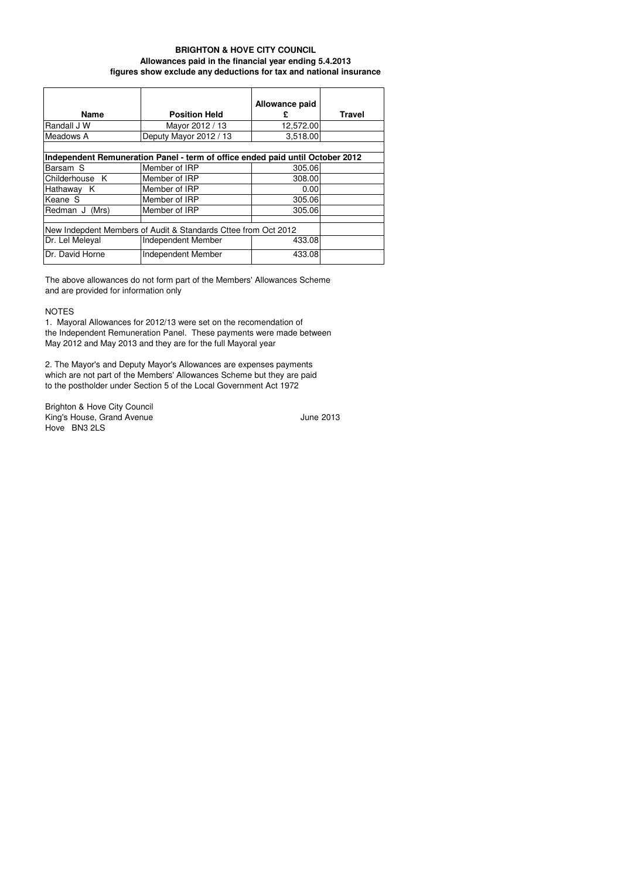**BRIGHTON & HOVE CITY COUNCIL**
**Allowances paid in the financial year ending 5.4.2013**
**figures show exclude any deductions for tax and national insurance**

| Name | Position Held | Allowance paid £ | Travel |
|---|---|---|---|
| Randall J W | Mayor 2012 / 13 | 12,572.00 | |
| Meadows A | Deputy Mayor 2012 / 13 | 3,518.00 | |
| | | | |
| **Independent Remuneration Panel - term of office ended paid until October 2012** | | | |
| Barsam S | Member of IRP | 305.06 | |
| Childerhouse K | Member of IRP | 308.00 | |
| Hathaway K | Member of IRP | 0.00 | |
| Keane S | Member of IRP | 305.06 | |
| Redman J (Mrs) | Member of IRP | 305.06 | |
| | | | |
| New Indepdent Members of Audit & Standards Cttee from Oct 2012 | | | |
| Dr. Lel Meleyal | Independent Member | 433.08 | |
| Dr. David Horne | Independent Member | 433.08 | |

The above allowances do not form part of the Members' Allowances Scheme and are provided for information only

NOTES

1. Mayoral Allowances for 2012/13 were set on the recomendation of the Independent Remuneration Panel. These payments were made between May 2012 and May 2013 and they are for the full Mayoral year

2. The Mayor's and Deputy Mayor's Allowances are expenses payments which are not part of the Members' Allowances Scheme but they are paid to the postholder under Section 5 of the Local Government Act 1972

Brighton & Hove City Council
King's House, Grand Avenue
Hove BN3 2LS

June 2013